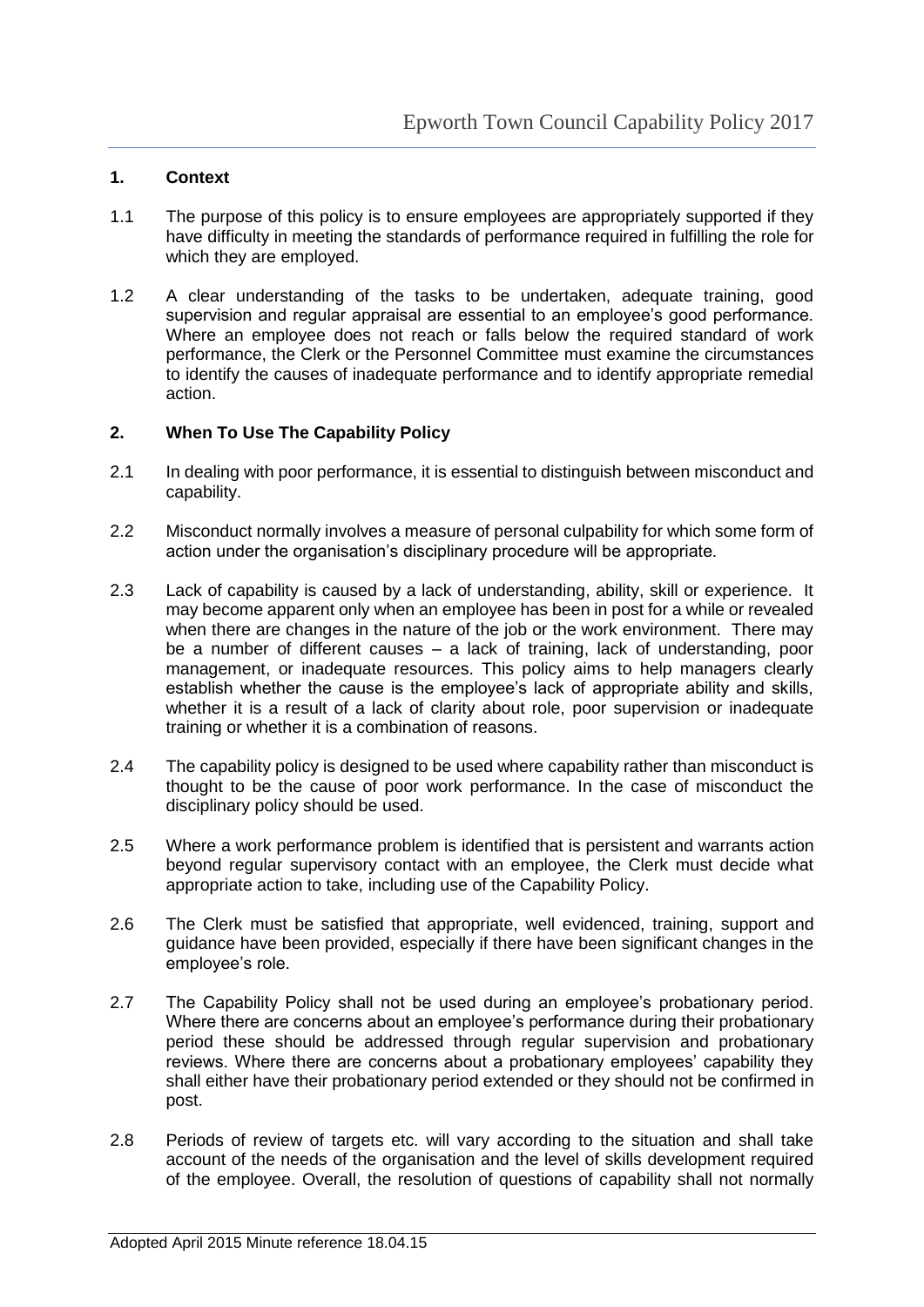## 1. Context

1.1 The purpose of this policy is to ensure employees are appropriately supported if they have difficulty in meeting the standards of performance required in fulfilling the role for which they are employed.

1.2 A clear understanding of the tasks to be undertaken, adequate training, good supervision and regular appraisal are essential to an employee's good performance. Where an employee does not reach or falls below the required standard of work performance, the Clerk or the Personnel Committee must examine the circumstances to identify the causes of inadequate performance and to identify appropriate remedial action.

## 2. When To Use The Capability Policy

2.1 In dealing with poor performance, it is essential to distinguish between misconduct and capability.

2.2 Misconduct normally involves a measure of personal culpability for which some form of action under the organisation's disciplinary procedure will be appropriate.

2.3 Lack of capability is caused by a lack of understanding, ability, skill or experience. It may become apparent only when an employee has been in post for a while or revealed when there are changes in the nature of the job or the work environment. There may be a number of different causes – a lack of training, lack of understanding, poor management, or inadequate resources. This policy aims to help managers clearly establish whether the cause is the employee's lack of appropriate ability and skills, whether it is a result of a lack of clarity about role, poor supervision or inadequate training or whether it is a combination of reasons.

2.4 The capability policy is designed to be used where capability rather than misconduct is thought to be the cause of poor work performance. In the case of misconduct the disciplinary policy should be used.

2.5 Where a work performance problem is identified that is persistent and warrants action beyond regular supervisory contact with an employee, the Clerk must decide what appropriate action to take, including use of the Capability Policy.

2.6 The Clerk must be satisfied that appropriate, well evidenced, training, support and guidance have been provided, especially if there have been significant changes in the employee's role.

2.7 The Capability Policy shall not be used during an employee's probationary period. Where there are concerns about an employee's performance during their probationary period these should be addressed through regular supervision and probationary reviews. Where there are concerns about a probationary employees' capability they shall either have their probationary period extended or they should not be confirmed in post.

2.8 Periods of review of targets etc. will vary according to the situation and shall take account of the needs of the organisation and the level of skills development required of the employee. Overall, the resolution of questions of capability shall not normally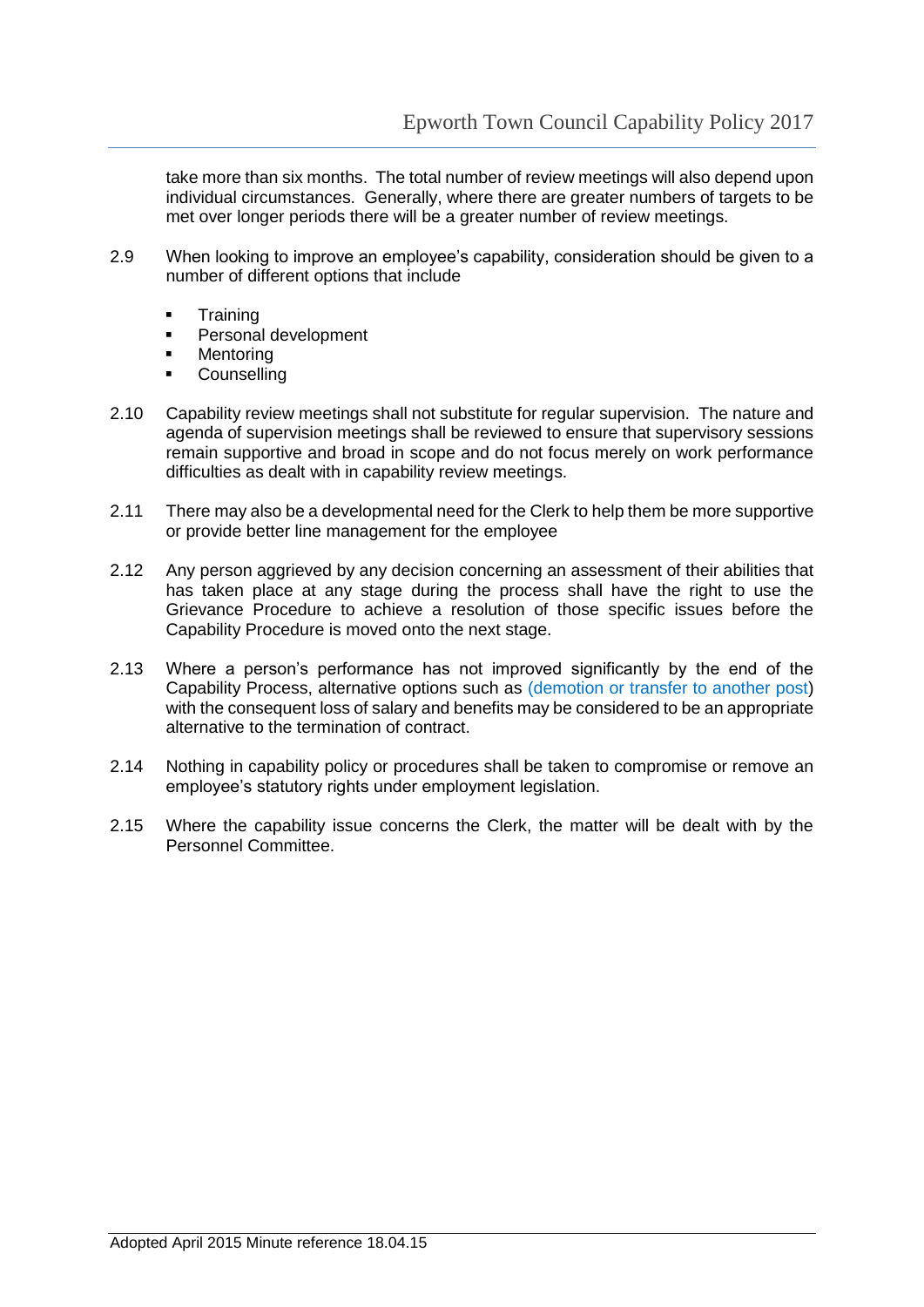take more than six months. The total number of review meetings will also depend upon individual circumstances. Generally, where there are greater numbers of targets to be met over longer periods there will be a greater number of review meetings.

2.9 When looking to improve an employee's capability, consideration should be given to a number of different options that include

- Training
- Personal development
- Mentoring
- Counselling

2.10 Capability review meetings shall not substitute for regular supervision. The nature and agenda of supervision meetings shall be reviewed to ensure that supervisory sessions remain supportive and broad in scope and do not focus merely on work performance difficulties as dealt with in capability review meetings.

2.11 There may also be a developmental need for the Clerk to help them be more supportive or provide better line management for the employee

2.12 Any person aggrieved by any decision concerning an assessment of their abilities that has taken place at any stage during the process shall have the right to use the Grievance Procedure to achieve a resolution of those specific issues before the Capability Procedure is moved onto the next stage.

2.13 Where a person's performance has not improved significantly by the end of the Capability Process, alternative options such as (demotion or transfer to another post) with the consequent loss of salary and benefits may be considered to be an appropriate alternative to the termination of contract.

2.14 Nothing in capability policy or procedures shall be taken to compromise or remove an employee's statutory rights under employment legislation.

2.15 Where the capability issue concerns the Clerk, the matter will be dealt with by the Personnel Committee.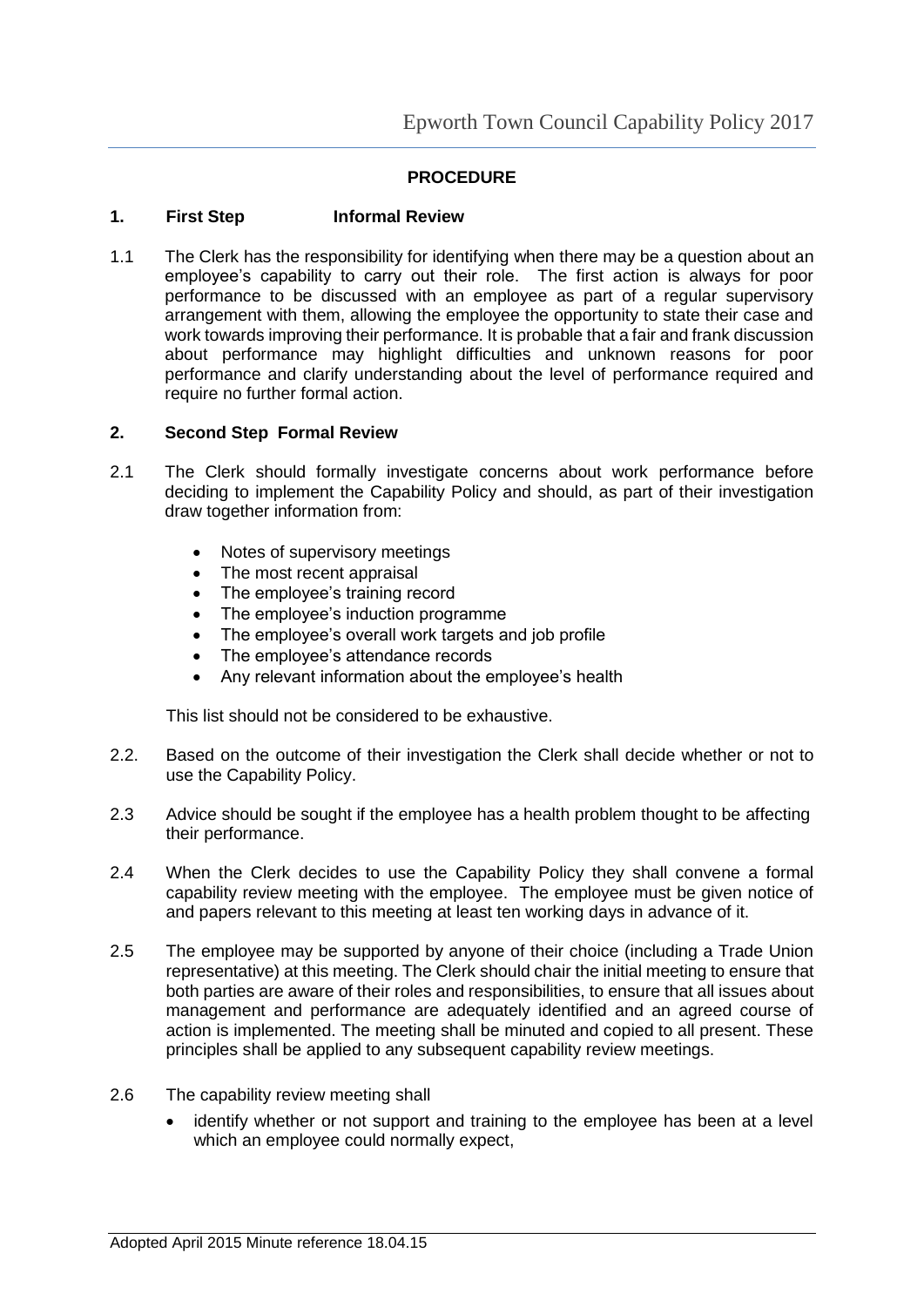## PROCEDURE

### 1. First Step Informal Review

1.1 The Clerk has the responsibility for identifying when there may be a question about an employee's capability to carry out their role. The first action is always for poor performance to be discussed with an employee as part of a regular supervisory arrangement with them, allowing the employee the opportunity to state their case and work towards improving their performance. It is probable that a fair and frank discussion about performance may highlight difficulties and unknown reasons for poor performance and clarify understanding about the level of performance required and require no further formal action.

### 2. Second Step Formal Review

2.1 The Clerk should formally investigate concerns about work performance before deciding to implement the Capability Policy and should, as part of their investigation draw together information from:

- Notes of supervisory meetings
- The most recent appraisal
- The employee's training record
- The employee's induction programme
- The employee's overall work targets and job profile
- The employee's attendance records
- Any relevant information about the employee's health

This list should not be considered to be exhaustive.

2.2. Based on the outcome of their investigation the Clerk shall decide whether or not to use the Capability Policy.

2.3 Advice should be sought if the employee has a health problem thought to be affecting their performance.

2.4 When the Clerk decides to use the Capability Policy they shall convene a formal capability review meeting with the employee. The employee must be given notice of and papers relevant to this meeting at least ten working days in advance of it.

2.5 The employee may be supported by anyone of their choice (including a Trade Union representative) at this meeting. The Clerk should chair the initial meeting to ensure that both parties are aware of their roles and responsibilities, to ensure that all issues about management and performance are adequately identified and an agreed course of action is implemented. The meeting shall be minuted and copied to all present. These principles shall be applied to any subsequent capability review meetings.

2.6 The capability review meeting shall

- identify whether or not support and training to the employee has been at a level which an employee could normally expect,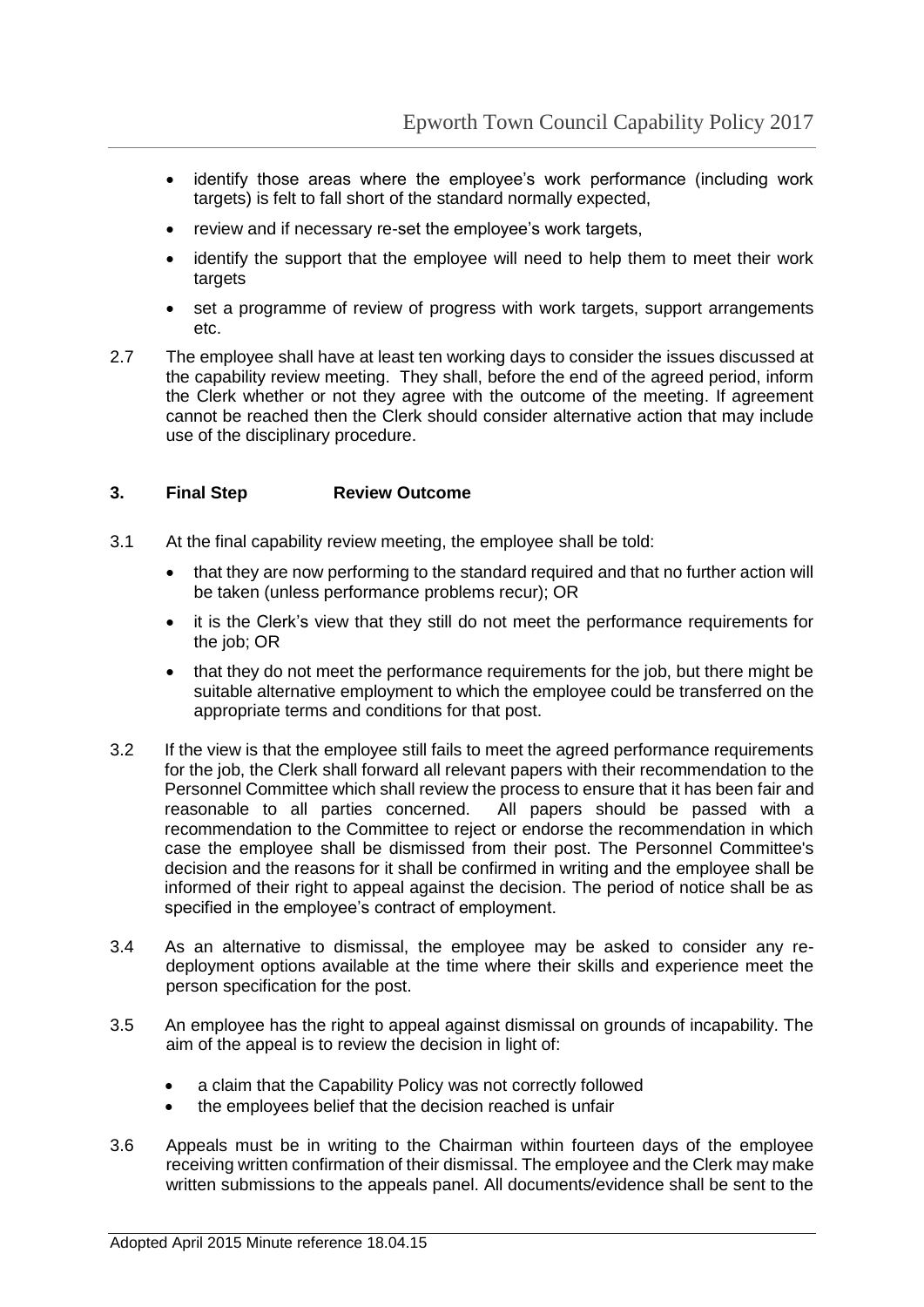- identify those areas where the employee's work performance (including work targets) is felt to fall short of the standard normally expected,
- review and if necessary re-set the employee's work targets,
- identify the support that the employee will need to help them to meet their work targets
- set a programme of review of progress with work targets, support arrangements etc.

2.7 The employee shall have at least ten working days to consider the issues discussed at the capability review meeting. They shall, before the end of the agreed period, inform the Clerk whether or not they agree with the outcome of the meeting. If agreement cannot be reached then the Clerk should consider alternative action that may include use of the disciplinary procedure.

**3. Final Step Review Outcome**

3.1 At the final capability review meeting, the employee shall be told:

- that they are now performing to the standard required and that no further action will be taken (unless performance problems recur); OR
- it is the Clerk's view that they still do not meet the performance requirements for the job; OR
- that they do not meet the performance requirements for the job, but there might be suitable alternative employment to which the employee could be transferred on the appropriate terms and conditions for that post.

3.2 If the view is that the employee still fails to meet the agreed performance requirements for the job, the Clerk shall forward all relevant papers with their recommendation to the Personnel Committee which shall review the process to ensure that it has been fair and reasonable to all parties concerned. All papers should be passed with a recommendation to the Committee to reject or endorse the recommendation in which case the employee shall be dismissed from their post. The Personnel Committee's decision and the reasons for it shall be confirmed in writing and the employee shall be informed of their right to appeal against the decision. The period of notice shall be as specified in the employee's contract of employment.

3.4 As an alternative to dismissal, the employee may be asked to consider any re-deployment options available at the time where their skills and experience meet the person specification for the post.

3.5 An employee has the right to appeal against dismissal on grounds of incapability. The aim of the appeal is to review the decision in light of:

- a claim that the Capability Policy was not correctly followed
- the employees belief that the decision reached is unfair

3.6 Appeals must be in writing to the Chairman within fourteen days of the employee receiving written confirmation of their dismissal. The employee and the Clerk may make written submissions to the appeals panel. All documents/evidence shall be sent to the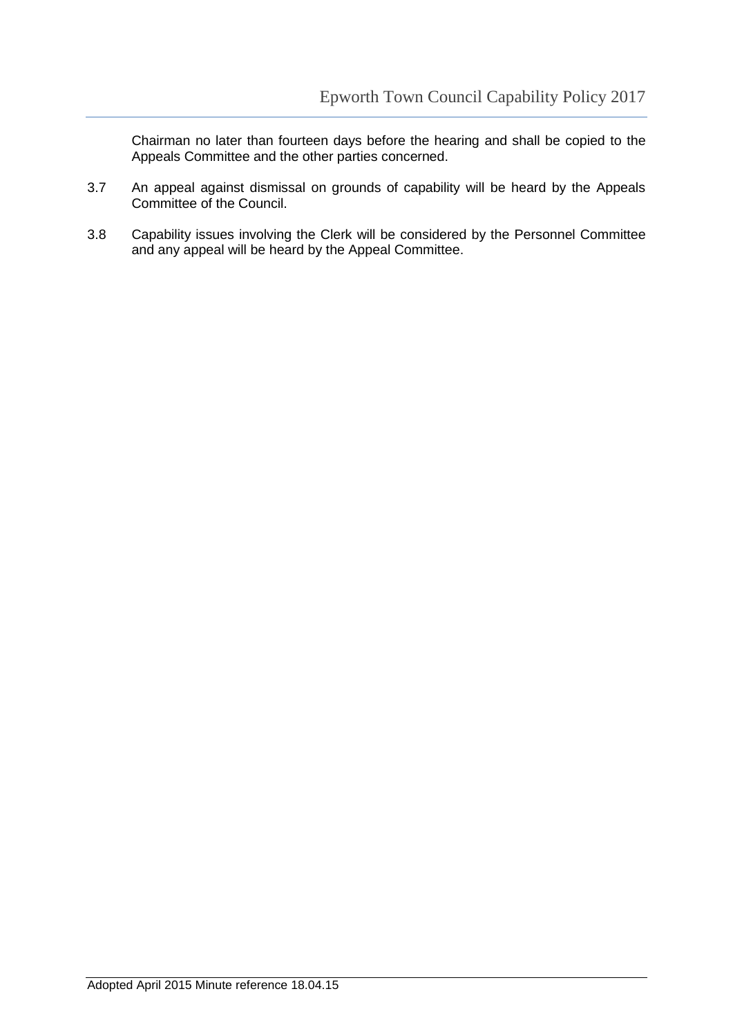Chairman no later than fourteen days before the hearing and shall be copied to the Appeals Committee and the other parties concerned.

3.7 An appeal against dismissal on grounds of capability will be heard by the Appeals Committee of the Council.

3.8 Capability issues involving the Clerk will be considered by the Personnel Committee and any appeal will be heard by the Appeal Committee.